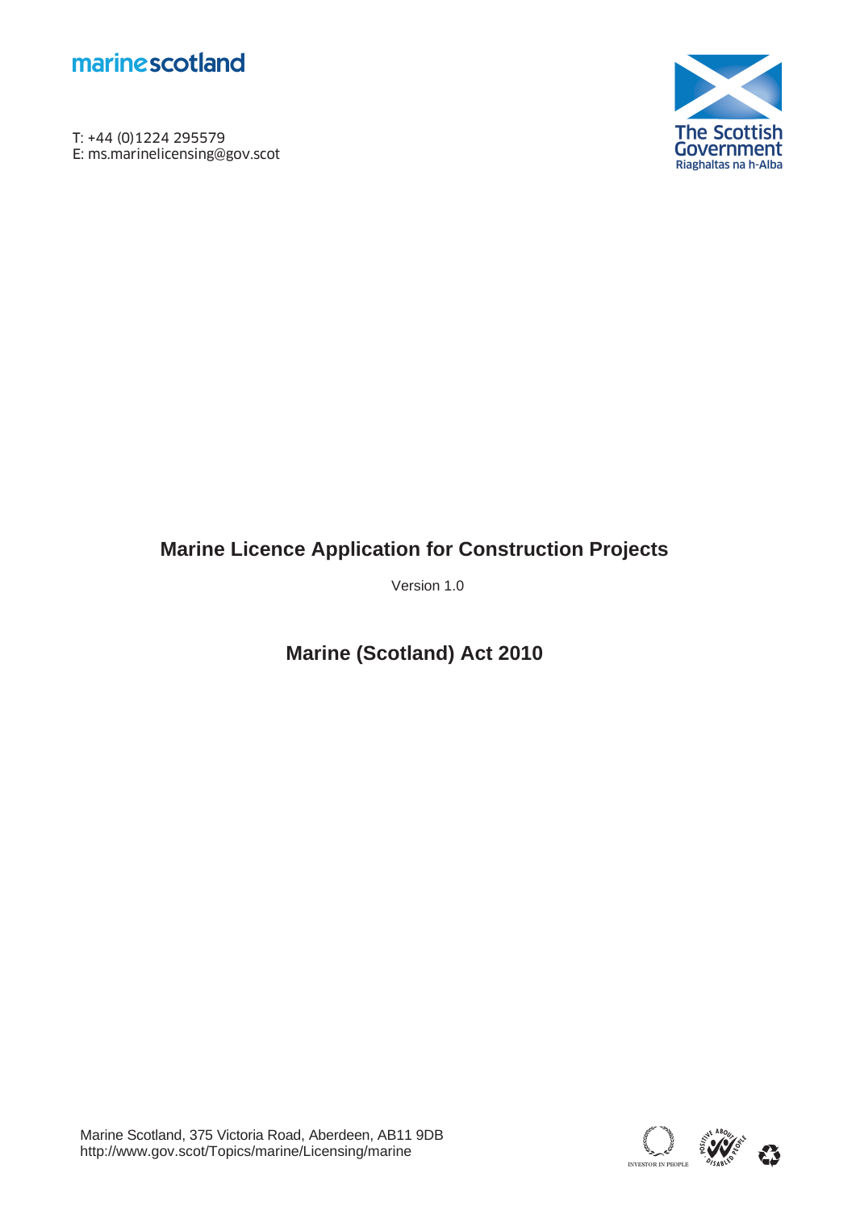marinescotland

T: +44 (0)1224 295579
E: ms.marinelicensing@gov.scot

The Scottish Government
Riaghaltas na h-Alba

# Marine Licence Application for Construction Projects

Version 1.0

## Marine (Scotland) Act 2010

Marine Scotland, 375 Victoria Road, Aberdeen, AB11 9DB
http://www.gov.scot/Topics/marine/Licensing/marine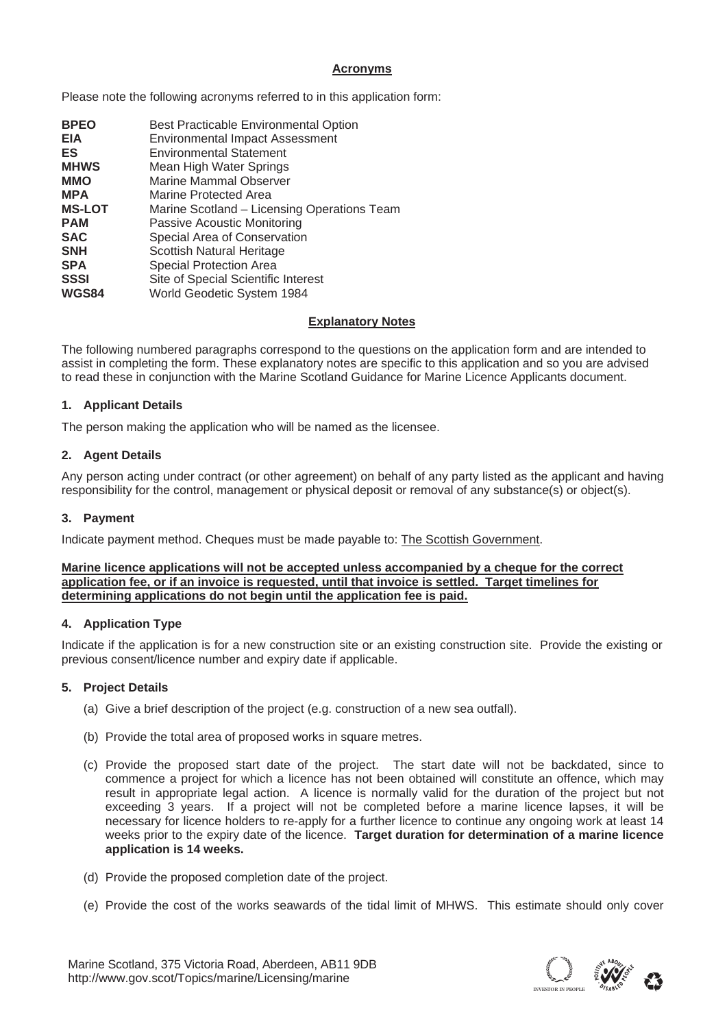## Acronyms

Please note the following acronyms referred to in this application form:

| | |
|---|---|
| **BPEO** | Best Practicable Environmental Option |
| **EIA** | Environmental Impact Assessment |
| **ES** | Environmental Statement |
| **MHWS** | Mean High Water Springs |
| **MMO** | Marine Mammal Observer |
| **MPA** | Marine Protected Area |
| **MS-LOT** | Marine Scotland – Licensing Operations Team |
| **PAM** | Passive Acoustic Monitoring |
| **SAC** | Special Area of Conservation |
| **SNH** | Scottish Natural Heritage |
| **SPA** | Special Protection Area |
| **SSSI** | Site of Special Scientific Interest |
| **WGS84** | World Geodetic System 1984 |

## Explanatory Notes

The following numbered paragraphs correspond to the questions on the application form and are intended to assist in completing the form. These explanatory notes are specific to this application and so you are advised to read these in conjunction with the Marine Scotland Guidance for Marine Licence Applicants document.

### 1. Applicant Details

The person making the application who will be named as the licensee.

### 2. Agent Details

Any person acting under contract (or other agreement) on behalf of any party listed as the applicant and having responsibility for the control, management or physical deposit or removal of any substance(s) or object(s).

### 3. Payment

Indicate payment method. Cheques must be made payable to: The Scottish Government.

**Marine licence applications will not be accepted unless accompanied by a cheque for the correct application fee, or if an invoice is requested, until that invoice is settled. Target timelines for determining applications do not begin until the application fee is paid.**

### 4. Application Type

Indicate if the application is for a new construction site or an existing construction site. Provide the existing or previous consent/licence number and expiry date if applicable.

### 5. Project Details

(a) Give a brief description of the project (e.g. construction of a new sea outfall).

(b) Provide the total area of proposed works in square metres.

(c) Provide the proposed start date of the project. The start date will not be backdated, since to commence a project for which a licence has not been obtained will constitute an offence, which may result in appropriate legal action. A licence is normally valid for the duration of the project but not exceeding 3 years. If a project will not be completed before a marine licence lapses, it will be necessary for licence holders to re-apply for a further licence to continue any ongoing work at least 14 weeks prior to the expiry date of the licence. **Target duration for determination of a marine licence application is 14 weeks.**

(d) Provide the proposed completion date of the project.

(e) Provide the cost of the works seawards of the tidal limit of MHWS. This estimate should only cover

Marine Scotland, 375 Victoria Road, Aberdeen, AB11 9DB
http://www.gov.scot/Topics/marine/Licensing/marine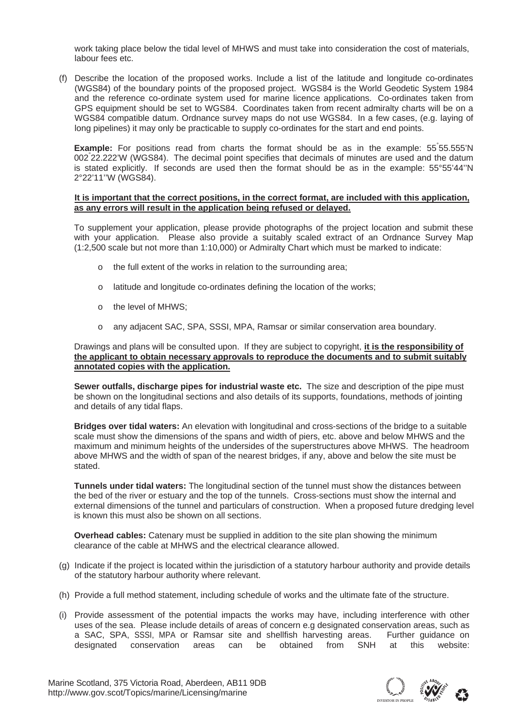work taking place below the tidal level of MHWS and must take into consideration the cost of materials, labour fees etc.

(f) Describe the location of the proposed works. Include a list of the latitude and longitude co-ordinates (WGS84) of the boundary points of the proposed project. WGS84 is the World Geodetic System 1984 and the reference co-ordinate system used for marine licence applications. Co-ordinates taken from GPS equipment should be set to WGS84. Coordinates taken from recent admiralty charts will be on a WGS84 compatible datum. Ordnance survey maps do not use WGS84. In a few cases, (e.g. laying of long pipelines) it may only be practicable to supply co-ordinates for the start and end points.

**Example:** For positions read from charts the format should be as in the example: 55°55.555'N 002°22.222'W (WGS84). The decimal point specifies that decimals of minutes are used and the datum is stated explicitly. If seconds are used then the format should be as in the example: 55°55'44''N 2°22'11''W (WGS84).

**It is important that the correct positions, in the correct format, are included with this application, as any errors will result in the application being refused or delayed.**

To supplement your application, please provide photographs of the project location and submit these with your application. Please also provide a suitably scaled extract of an Ordnance Survey Map (1:2,500 scale but not more than 1:10,000) or Admiralty Chart which must be marked to indicate:

- the full extent of the works in relation to the surrounding area;
- latitude and longitude co-ordinates defining the location of the works;
- the level of MHWS;
- any adjacent SAC, SPA, SSSI, MPA, Ramsar or similar conservation area boundary.

Drawings and plans will be consulted upon. If they are subject to copyright, **it is the responsibility of the applicant to obtain necessary approvals to reproduce the documents and to submit suitably annotated copies with the application.**

**Sewer outfalls, discharge pipes for industrial waste etc.** The size and description of the pipe must be shown on the longitudinal sections and also details of its supports, foundations, methods of jointing and details of any tidal flaps.

**Bridges over tidal waters:** An elevation with longitudinal and cross-sections of the bridge to a suitable scale must show the dimensions of the spans and width of piers, etc. above and below MHWS and the maximum and minimum heights of the undersides of the superstructures above MHWS. The headroom above MHWS and the width of span of the nearest bridges, if any, above and below the site must be stated.

**Tunnels under tidal waters:** The longitudinal section of the tunnel must show the distances between the bed of the river or estuary and the top of the tunnels. Cross-sections must show the internal and external dimensions of the tunnel and particulars of construction. When a proposed future dredging level is known this must also be shown on all sections.

**Overhead cables:** Catenary must be supplied in addition to the site plan showing the minimum clearance of the cable at MHWS and the electrical clearance allowed.

(g) Indicate if the project is located within the jurisdiction of a statutory harbour authority and provide details of the statutory harbour authority where relevant.

(h) Provide a full method statement, including schedule of works and the ultimate fate of the structure.

(i) Provide assessment of the potential impacts the works may have, including interference with other uses of the sea. Please include details of areas of concern e.g designated conservation areas, such as a SAC, SPA, SSSI, MPA or Ramsar site and shellfish harvesting areas. Further guidance on designated conservation areas can be obtained from SNH at this website:

Marine Scotland, 375 Victoria Road, Aberdeen, AB11 9DB
http://www.gov.scot/Topics/marine/Licensing/marine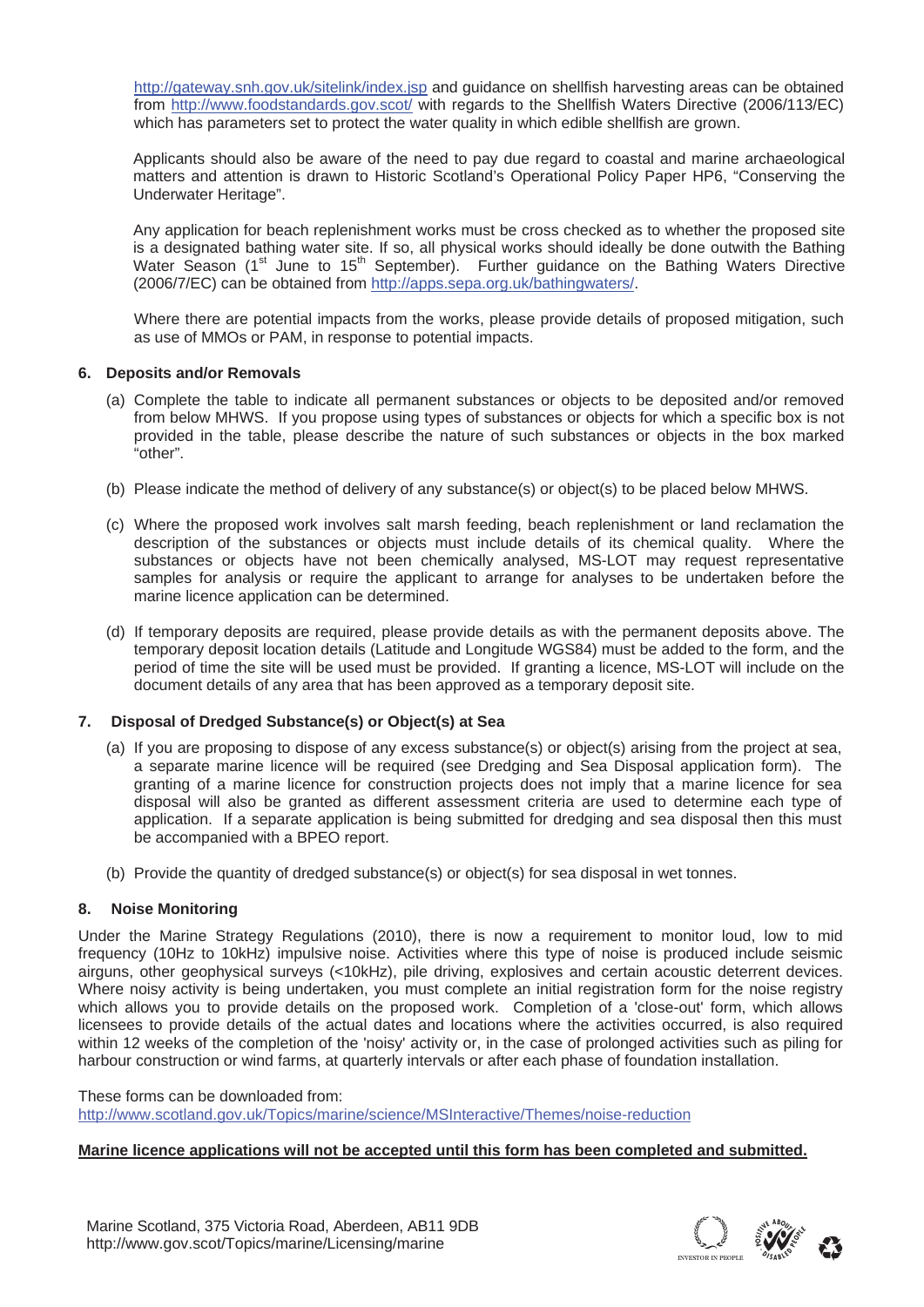http://gateway.snh.gov.uk/sitelink/index.jsp and guidance on shellfish harvesting areas can be obtained from http://www.foodstandards.gov.scot/ with regards to the Shellfish Waters Directive (2006/113/EC) which has parameters set to protect the water quality in which edible shellfish are grown.

Applicants should also be aware of the need to pay due regard to coastal and marine archaeological matters and attention is drawn to Historic Scotland's Operational Policy Paper HP6, "Conserving the Underwater Heritage".

Any application for beach replenishment works must be cross checked as to whether the proposed site is a designated bathing water site. If so, all physical works should ideally be done outwith the Bathing Water Season (1st June to 15th September). Further guidance on the Bathing Waters Directive (2006/7/EC) can be obtained from http://apps.sepa.org.uk/bathingwaters/.

Where there are potential impacts from the works, please provide details of proposed mitigation, such as use of MMOs or PAM, in response to potential impacts.

**6. Deposits and/or Removals**

(a) Complete the table to indicate all permanent substances or objects to be deposited and/or removed from below MHWS. If you propose using types of substances or objects for which a specific box is not provided in the table, please describe the nature of such substances or objects in the box marked "other".

(b) Please indicate the method of delivery of any substance(s) or object(s) to be placed below MHWS.

(c) Where the proposed work involves salt marsh feeding, beach replenishment or land reclamation the description of the substances or objects must include details of its chemical quality. Where the substances or objects have not been chemically analysed, MS-LOT may request representative samples for analysis or require the applicant to arrange for analyses to be undertaken before the marine licence application can be determined.

(d) If temporary deposits are required, please provide details as with the permanent deposits above. The temporary deposit location details (Latitude and Longitude WGS84) must be added to the form, and the period of time the site will be used must be provided. If granting a licence, MS-LOT will include on the document details of any area that has been approved as a temporary deposit site.

**7. Disposal of Dredged Substance(s) or Object(s) at Sea**

(a) If you are proposing to dispose of any excess substance(s) or object(s) arising from the project at sea, a separate marine licence will be required (see Dredging and Sea Disposal application form). The granting of a marine licence for construction projects does not imply that a marine licence for sea disposal will also be granted as different assessment criteria are used to determine each type of application. If a separate application is being submitted for dredging and sea disposal then this must be accompanied with a BPEO report.

(b) Provide the quantity of dredged substance(s) or object(s) for sea disposal in wet tonnes.

**8. Noise Monitoring**

Under the Marine Strategy Regulations (2010), there is now a requirement to monitor loud, low to mid frequency (10Hz to 10kHz) impulsive noise. Activities where this type of noise is produced include seismic airguns, other geophysical surveys (<10kHz), pile driving, explosives and certain acoustic deterrent devices. Where noisy activity is being undertaken, you must complete an initial registration form for the noise registry which allows you to provide details on the proposed work. Completion of a 'close-out' form, which allows licensees to provide details of the actual dates and locations where the activities occurred, is also required within 12 weeks of the completion of the 'noisy' activity or, in the case of prolonged activities such as piling for harbour construction or wind farms, at quarterly intervals or after each phase of foundation installation.

These forms can be downloaded from:
http://www.scotland.gov.uk/Topics/marine/science/MSInteractive/Themes/noise-reduction

**Marine licence applications will not be accepted until this form has been completed and submitted.**

Marine Scotland, 375 Victoria Road, Aberdeen, AB11 9DB
http://www.gov.scot/Topics/marine/Licensing/marine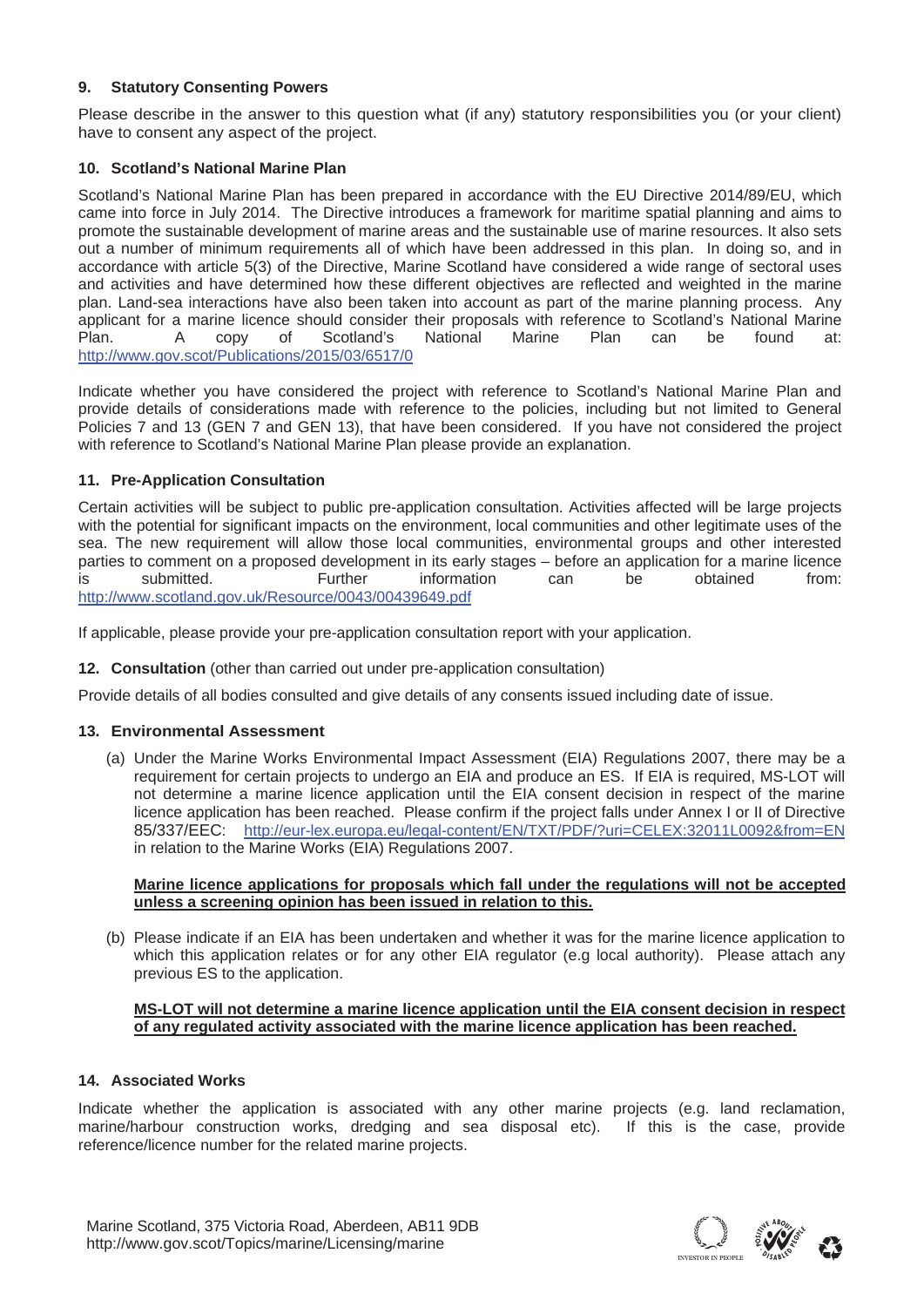### 9. Statutory Consenting Powers

Please describe in the answer to this question what (if any) statutory responsibilities you (or your client) have to consent any aspect of the project.

### 10. Scotland's National Marine Plan

Scotland's National Marine Plan has been prepared in accordance with the EU Directive 2014/89/EU, which came into force in July 2014. The Directive introduces a framework for maritime spatial planning and aims to promote the sustainable development of marine areas and the sustainable use of marine resources. It also sets out a number of minimum requirements all of which have been addressed in this plan. In doing so, and in accordance with article 5(3) of the Directive, Marine Scotland have considered a wide range of sectoral uses and activities and have determined how these different objectives are reflected and weighted in the marine plan. Land-sea interactions have also been taken into account as part of the marine planning process. Any applicant for a marine licence should consider their proposals with reference to Scotland's National Marine Plan. A copy of Scotland's National Marine Plan can be found at: http://www.gov.scot/Publications/2015/03/6517/0

Indicate whether you have considered the project with reference to Scotland's National Marine Plan and provide details of considerations made with reference to the policies, including but not limited to General Policies 7 and 13 (GEN 7 and GEN 13), that have been considered. If you have not considered the project with reference to Scotland's National Marine Plan please provide an explanation.

### 11. Pre-Application Consultation

Certain activities will be subject to public pre-application consultation. Activities affected will be large projects with the potential for significant impacts on the environment, local communities and other legitimate uses of the sea. The new requirement will allow those local communities, environmental groups and other interested parties to comment on a proposed development in its early stages – before an application for a marine licence is submitted. Further information can be obtained from: http://www.scotland.gov.uk/Resource/0043/00439649.pdf

If applicable, please provide your pre-application consultation report with your application.

### 12. Consultation (other than carried out under pre-application consultation)

Provide details of all bodies consulted and give details of any consents issued including date of issue.

### 13. Environmental Assessment

(a) Under the Marine Works Environmental Impact Assessment (EIA) Regulations 2007, there may be a requirement for certain projects to undergo an EIA and produce an ES. If EIA is required, MS-LOT will not determine a marine licence application until the EIA consent decision in respect of the marine licence application has been reached. Please confirm if the project falls under Annex I or II of Directive 85/337/EEC: http://eur-lex.europa.eu/legal-content/EN/TXT/PDF/?uri=CELEX:32011L0092&from=EN in relation to the Marine Works (EIA) Regulations 2007.

**Marine licence applications for proposals which fall under the regulations will not be accepted unless a screening opinion has been issued in relation to this.**

(b) Please indicate if an EIA has been undertaken and whether it was for the marine licence application to which this application relates or for any other EIA regulator (e.g local authority). Please attach any previous ES to the application.

**MS-LOT will not determine a marine licence application until the EIA consent decision in respect of any regulated activity associated with the marine licence application has been reached.**

### 14. Associated Works

Indicate whether the application is associated with any other marine projects (e.g. land reclamation, marine/harbour construction works, dredging and sea disposal etc). If this is the case, provide reference/licence number for the related marine projects.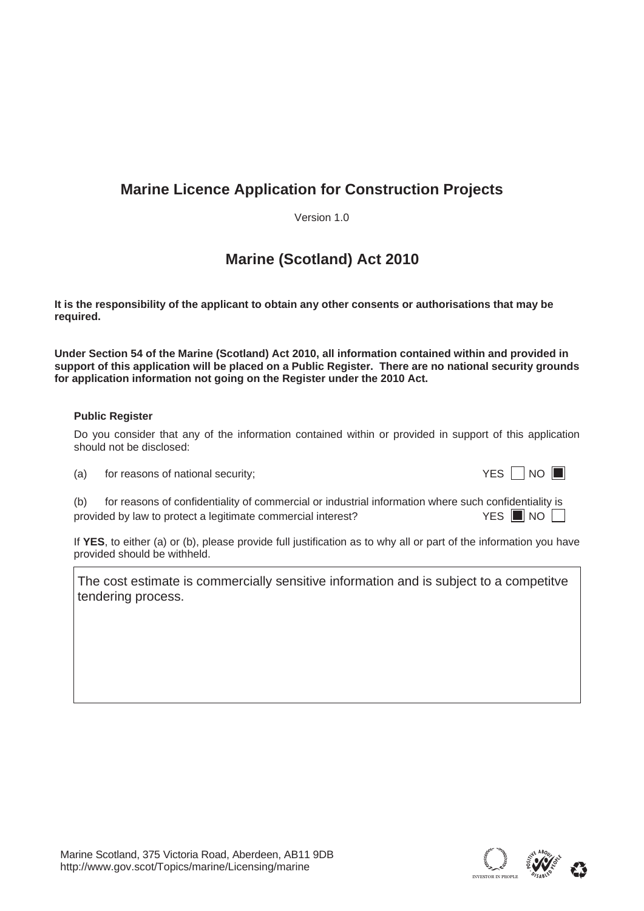# Marine Licence Application for Construction Projects

Version 1.0

## Marine (Scotland) Act 2010

**It is the responsibility of the applicant to obtain any other consents or authorisations that may be required.**

**Under Section 54 of the Marine (Scotland) Act 2010, all information contained within and provided in support of this application will be placed on a Public Register. There are no national security grounds for application information not going on the Register under the 2010 Act.**

### Public Register

Do you consider that any of the information contained within or provided in support of this application should not be disclosed:

(a) for reasons of national security; YES ☐ NO ☒

(b) for reasons of confidentiality of commercial or industrial information where such confidentiality is provided by law to protect a legitimate commercial interest? YES ☒ NO ☐

If **YES**, to either (a) or (b), please provide full justification as to why all or part of the information you have provided should be withheld.

The cost estimate is commercially sensitive information and is subject to a competitve tendering process.

Marine Scotland, 375 Victoria Road, Aberdeen, AB11 9DB
http://www.gov.scot/Topics/marine/Licensing/marine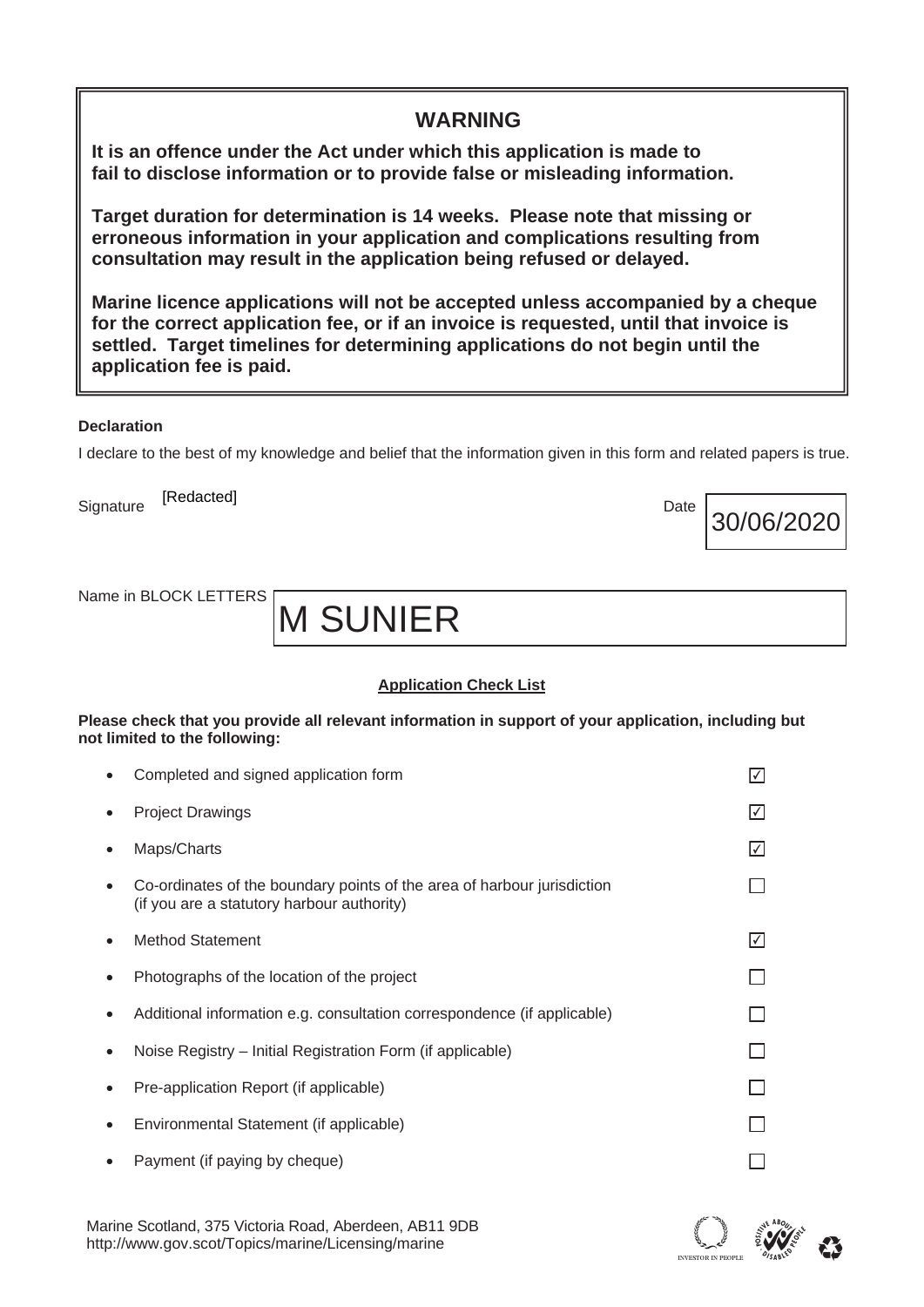## WARNING

**It is an offence under the Act under which this application is made to fail to disclose information or to provide false or misleading information.**

**Target duration for determination is 14 weeks. Please note that missing or erroneous information in your application and complications resulting from consultation may result in the application being refused or delayed.**

**Marine licence applications will not be accepted unless accompanied by a cheque for the correct application fee, or if an invoice is requested, until that invoice is settled. Target timelines for determining applications do not begin until the application fee is paid.**

**Declaration**

I declare to the best of my knowledge and belief that the information given in this form and related papers is true.

Signature [Redacted]

Date 30/06/2020

Name in BLOCK LETTERS M SUNIER

**Application Check List**

**Please check that you provide all relevant information in support of your application, including but not limited to the following:**

- Completed and signed application form ☑
- Project Drawings ☑
- Maps/Charts ☑
- Co-ordinates of the boundary points of the area of harbour jurisdiction (if you are a statutory harbour authority) ☐
- Method Statement ☑
- Photographs of the location of the project ☐
- Additional information e.g. consultation correspondence (if applicable) ☐
- Noise Registry – Initial Registration Form (if applicable) ☐
- Pre-application Report (if applicable) ☐
- Environmental Statement (if applicable) ☐
- Payment (if paying by cheque) ☐

Marine Scotland, 375 Victoria Road, Aberdeen, AB11 9DB
http://www.gov.scot/Topics/marine/Licensing/marine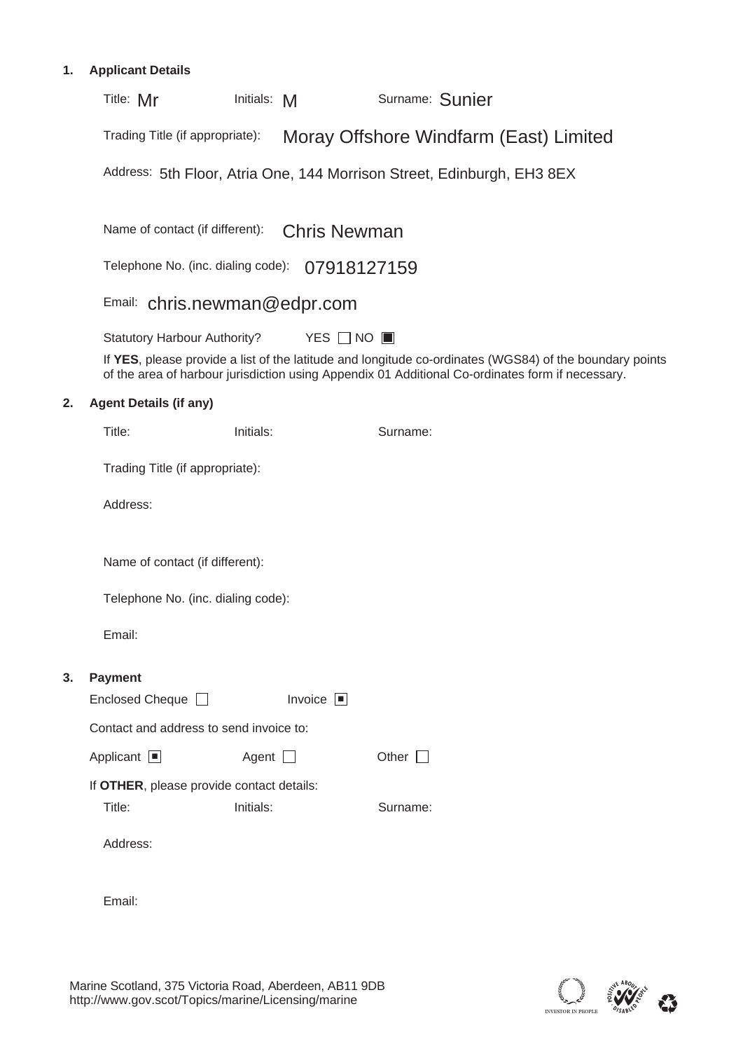## 1. Applicant Details

Title: Mr    Initials: M    Surname: Sunier

Trading Title (if appropriate): Moray Offshore Windfarm (East) Limited

Address: 5th Floor, Atria One, 144 Morrison Street, Edinburgh, EH3 8EX

Name of contact (if different): Chris Newman

Telephone No. (inc. dialing code): 07918127159

Email: chris.newman@edpr.com

Statutory Harbour Authority? YES ☐ NO ■

If **YES**, please provide a list of the latitude and longitude co-ordinates (WGS84) of the boundary points of the area of harbour jurisdiction using Appendix 01 Additional Co-ordinates form if necessary.

## 2. Agent Details (if any)

Title:    Initials:    Surname:

Trading Title (if appropriate):

Address:

Name of contact (if different):

Telephone No. (inc. dialing code):

Email:

## 3. Payment

Enclosed Cheque ☐    Invoice ■

Contact and address to send invoice to:

Applicant ■    Agent ☐    Other ☐

If **OTHER**, please provide contact details:

Title:    Initials:    Surname:

Address:

Email:

Marine Scotland, 375 Victoria Road, Aberdeen, AB11 9DB
http://www.gov.scot/Topics/marine/Licensing/marine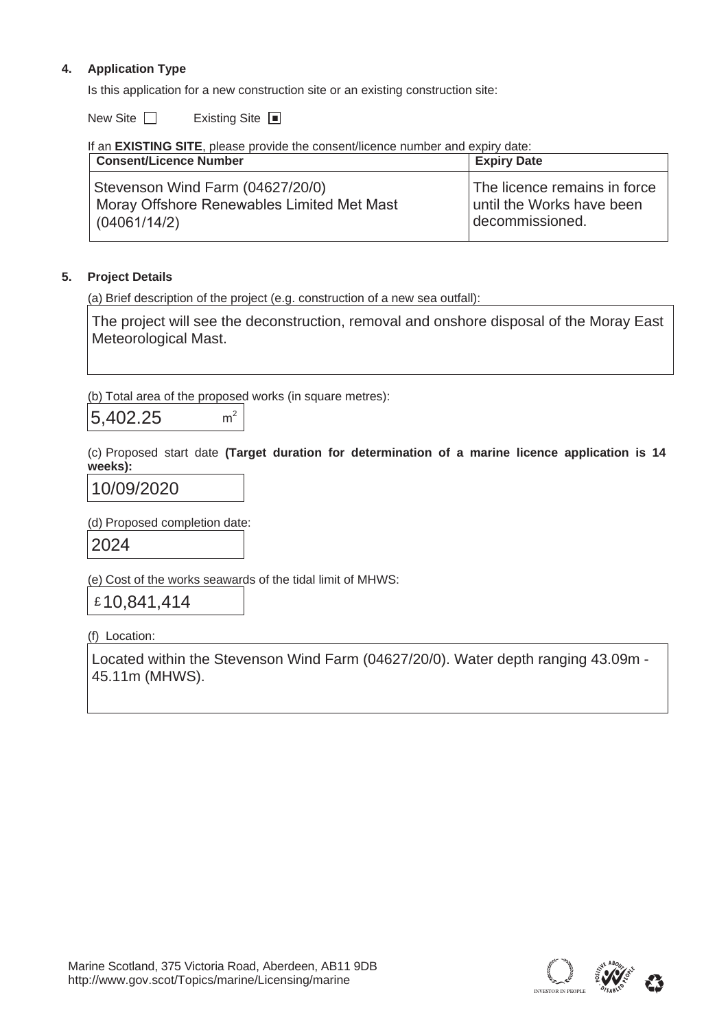## 4. Application Type

Is this application for a new construction site or an existing construction site:

New Site ☐ Existing Site ☒

If an **EXISTING SITE**, please provide the consent/licence number and expiry date:

| Consent/Licence Number | Expiry Date |
|---|---|
| Stevenson Wind Farm (04627/20/0) Moray Offshore Renewables Limited Met Mast (04061/14/2) | The licence remains in force until the Works have been decommissioned. |

## 5. Project Details

(a) Brief description of the project (e.g. construction of a new sea outfall):

The project will see the deconstruction, removal and onshore disposal of the Moray East Meteorological Mast.

(b) Total area of the proposed works (in square metres):

5,402.25 $m^2$

(c) Proposed start date **(Target duration for determination of a marine licence application is 14 weeks):**

10/09/2020

(d) Proposed completion date:

2024

(e) Cost of the works seawards of the tidal limit of MHWS:

£10,841,414

(f) Location:

Located within the Stevenson Wind Farm (04627/20/0). Water depth ranging 43.09m - 45.11m (MHWS).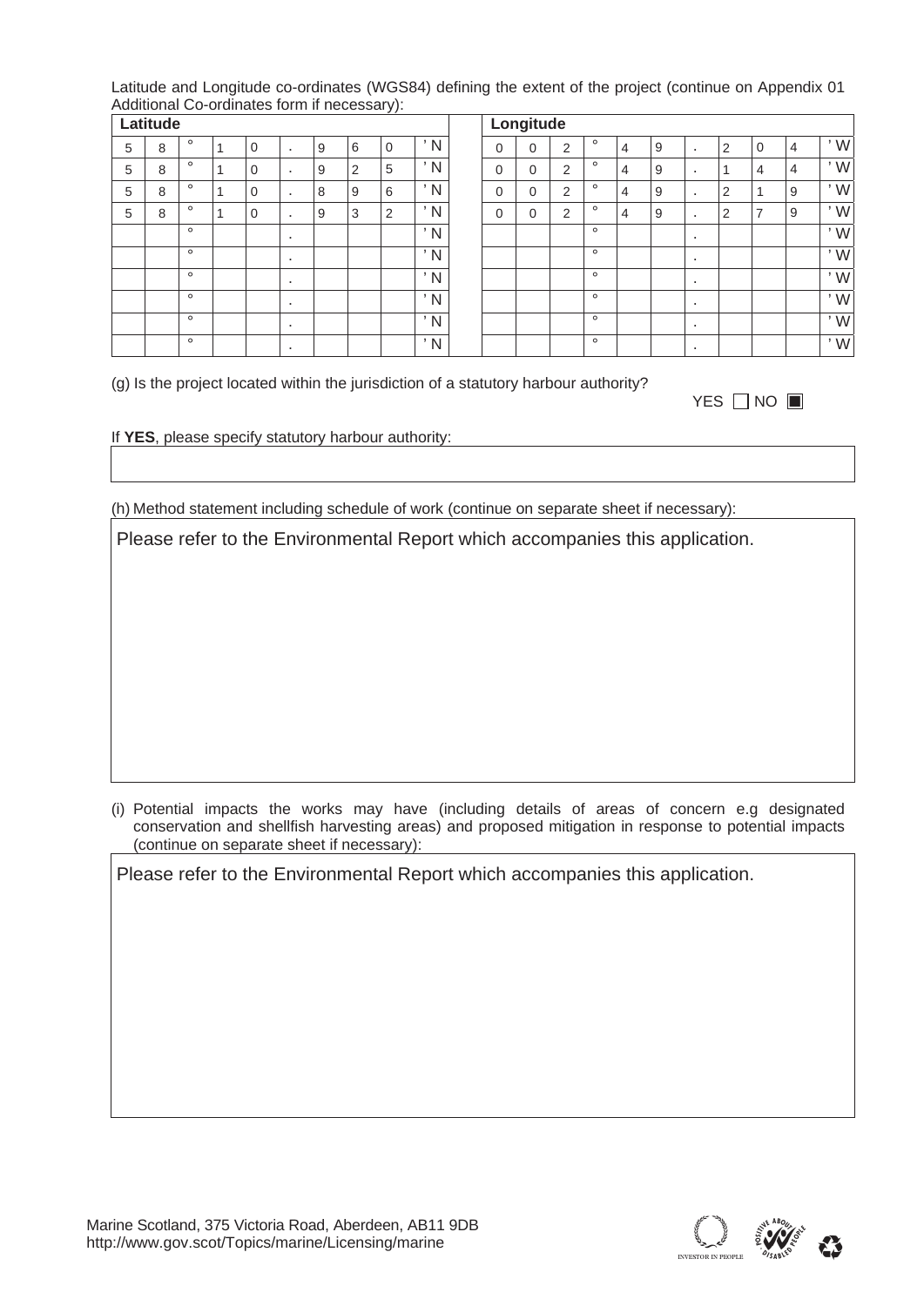Latitude and Longitude co-ordinates (WGS84) defining the extent of the project (continue on Appendix 01 Additional Co-ordinates form if necessary):

| Latitude | | | | | | | | | | Longitude | | | | | | | | | | | |
|---|---|---|---|---|---|---|---|---|---|---|---|---|---|---|---|---|---|---|---|---|---|
| 5 | 8 | ° | 1 | 0 | . | 9 | 6 | 0 | ' N | 0 | 0 | 2 | ° | 4 | 9 | . | 2 | 0 | 4 | ' W |
| 5 | 8 | ° | 1 | 0 | . | 9 | 2 | 5 | ' N | 0 | 0 | 2 | ° | 4 | 9 | . | 1 | 4 | 4 | ' W |
| 5 | 8 | ° | 1 | 0 | . | 8 | 9 | 6 | ' N | 0 | 0 | 2 | ° | 4 | 9 | . | 2 | 1 | 9 | ' W |
| 5 | 8 | ° | 1 | 0 | . | 9 | 3 | 2 | ' N | 0 | 0 | 2 | ° | 4 | 9 | . | 2 | 7 | 9 | ' W |
| | | ° | | | . | | | | ' N | | | | ° | | | . | | | | ' W |
| | | ° | | | . | | | | ' N | | | | ° | | | . | | | | ' W |
| | | ° | | | . | | | | ' N | | | | ° | | | . | | | | ' W |
| | | ° | | | . | | | | ' N | | | | ° | | | . | | | | ' W |
| | | ° | | | . | | | | ' N | | | | ° | | | . | | | | ' W |
| | | ° | | | . | | | | ' N | | | | ° | | | . | | | | ' W |

(g) Is the project located within the jurisdiction of a statutory harbour authority?

YES ☐ NO ☒

If **YES**, please specify statutory harbour authority:

(h) Method statement including schedule of work (continue on separate sheet if necessary):

Please refer to the Environmental Report which accompanies this application.

(i) Potential impacts the works may have (including details of areas of concern e.g designated conservation and shellfish harvesting areas) and proposed mitigation in response to potential impacts (continue on separate sheet if necessary):

Please refer to the Environmental Report which accompanies this application.

Marine Scotland, 375 Victoria Road, Aberdeen, AB11 9DB
http://www.gov.scot/Topics/marine/Licensing/marine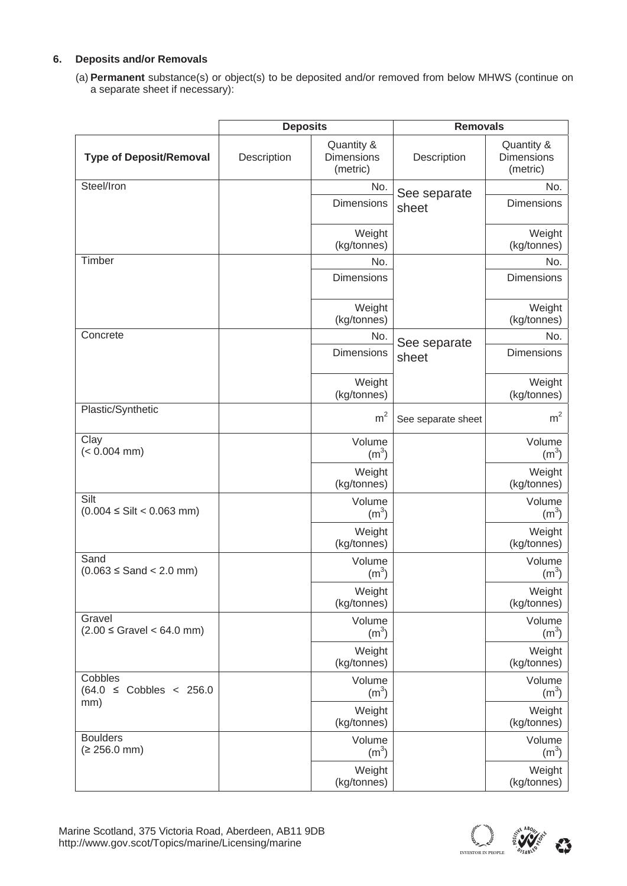## 6. Deposits and/or Removals

(a) **Permanent** substance(s) or object(s) to be deposited and/or removed from below MHWS (continue on a separate sheet if necessary):

| | Deposits | | Removals | |
|---|---|---|---|---|
| **Type of Deposit/Removal** | Description | Quantity & Dimensions (metric) | Description | Quantity & Dimensions (metric) |
| Steel/Iron | | No. | See separate sheet | No. |
| | | Dimensions | | Dimensions |
| | | Weight (kg/tonnes) | | Weight (kg/tonnes) |
| Timber | | No. | | No. |
| | | Dimensions | | Dimensions |
| | | Weight (kg/tonnes) | | Weight (kg/tonnes) |
| Concrete | | No. | See separate sheet | No. |
| | | Dimensions | | Dimensions |
| | | Weight (kg/tonnes) | | Weight (kg/tonnes) |
| Plastic/Synthetic | | $m^2$ | See separate sheet | $m^2$ |
| Clay (< 0.004 mm) | | Volume ($m^3$) | | Volume ($m^3$) |
| | | Weight (kg/tonnes) | | Weight (kg/tonnes) |
| Silt (0.004 ≤ Silt < 0.063 mm) | | Volume ($m^3$) | | Volume ($m^3$) |
| | | Weight (kg/tonnes) | | Weight (kg/tonnes) |
| Sand (0.063 ≤ Sand < 2.0 mm) | | Volume ($m^3$) | | Volume ($m^3$) |
| | | Weight (kg/tonnes) | | Weight (kg/tonnes) |
| Gravel (2.00 ≤ Gravel < 64.0 mm) | | Volume ($m^3$) | | Volume ($m^3$) |
| | | Weight (kg/tonnes) | | Weight (kg/tonnes) |
| Cobbles (64.0 ≤ Cobbles < 256.0 mm) | | Volume ($m^3$) | | Volume ($m^3$) |
| | | Weight (kg/tonnes) | | Weight (kg/tonnes) |
| Boulders (≥ 256.0 mm) | | Volume ($m^3$) | | Volume ($m^3$) |
| | | Weight (kg/tonnes) | | Weight (kg/tonnes) |

Marine Scotland, 375 Victoria Road, Aberdeen, AB11 9DB
http://www.gov.scot/Topics/marine/Licensing/marine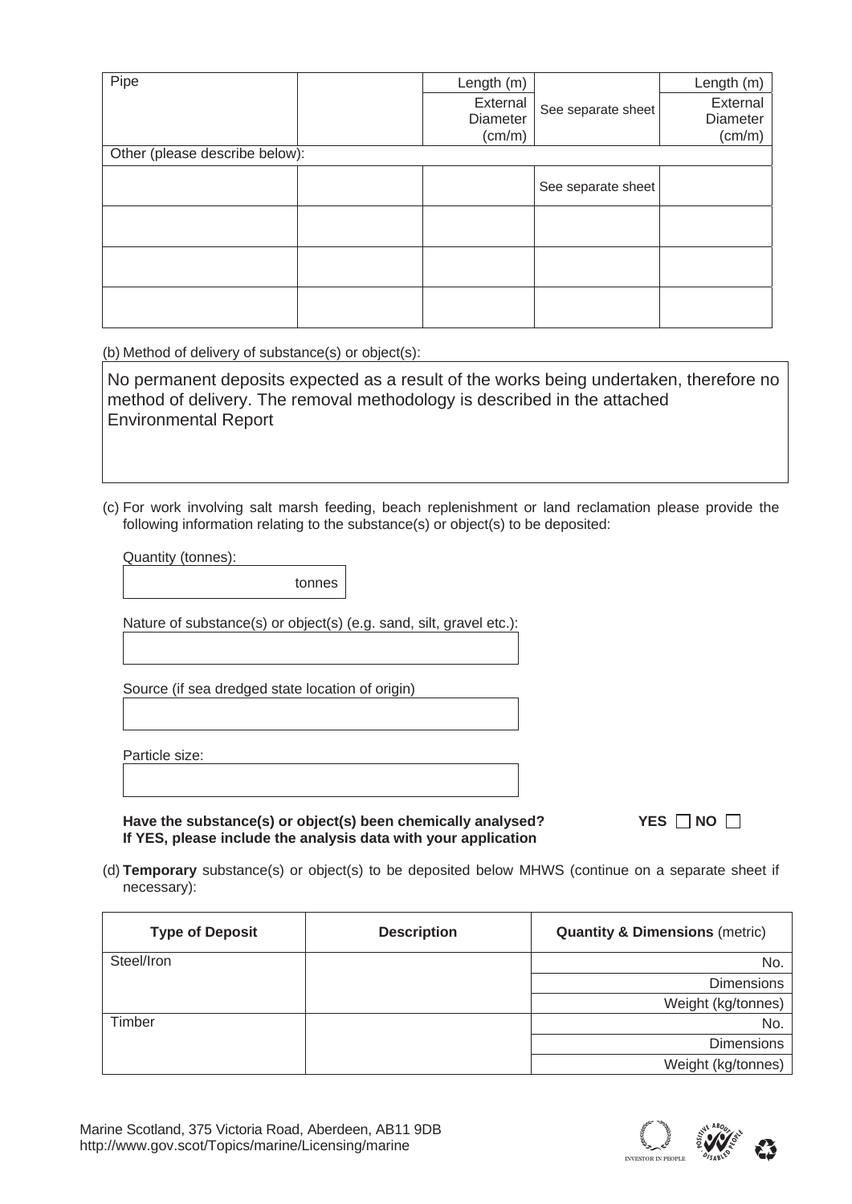| Pipe | | Length (m) | See separate sheet | Length (m) |
|---|---|---|---|---|
| | | External Diameter (cm/m) | | External Diameter (cm/m) |
| Other (please describe below): | | | | |
| | | | See separate sheet | |
| | | | | |
| | | | | |
| | | | | |

(b) Method of delivery of substance(s) or object(s):

No permanent deposits expected as a result of the works being undertaken, therefore no method of delivery. The removal methodology is described in the attached Environmental Report

(c) For work involving salt marsh feeding, beach replenishment or land reclamation please provide the following information relating to the substance(s) or object(s) to be deposited:

Quantity (tonnes):

tonnes

Nature of substance(s) or object(s) (e.g. sand, silt, gravel etc.):

Source (if sea dredged state location of origin)

Particle size:

**Have the substance(s) or object(s) been chemically analysed?** **YES** ☐ **NO** ☐
**If YES, please include the analysis data with your application**

(d) **Temporary** substance(s) or object(s) to be deposited below MHWS (continue on a separate sheet if necessary):

| Type of Deposit | Description | Quantity & Dimensions (metric) |
|---|---|---|
| Steel/Iron | | No. |
| | | Dimensions |
| | | Weight (kg/tonnes) |
| Timber | | No. |
| | | Dimensions |
| | | Weight (kg/tonnes) |

Marine Scotland, 375 Victoria Road, Aberdeen, AB11 9DB
http://www.gov.scot/Topics/marine/Licensing/marine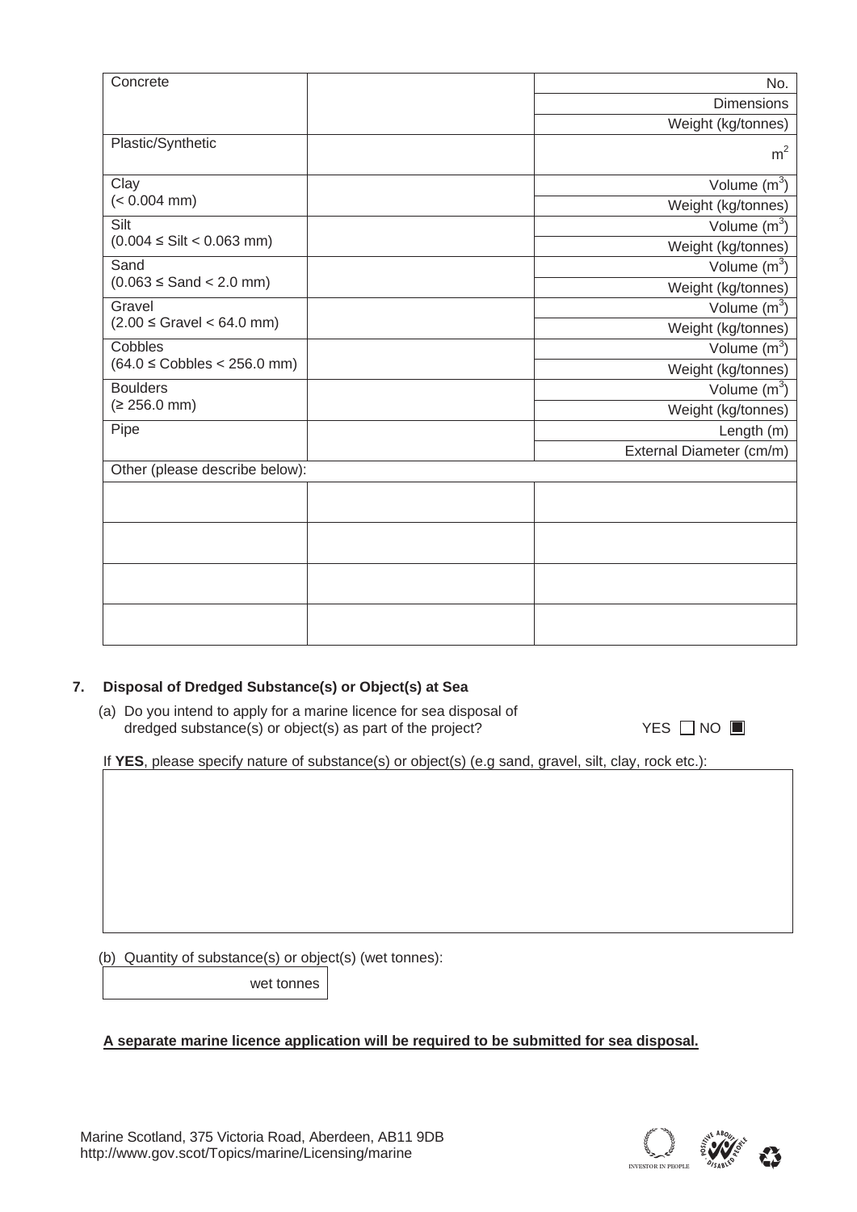| | | |
|---|---|---|
| Concrete | | No. |
| | | Dimensions |
| | | Weight (kg/tonnes) |
| Plastic/Synthetic | | $m^2$ |
| Clay (< 0.004 mm) | | Volume ($m^3$) |
| | | Weight (kg/tonnes) |
| Silt (0.004 ≤ Silt < 0.063 mm) | | Volume ($m^3$) |
| | | Weight (kg/tonnes) |
| Sand (0.063 ≤ Sand < 2.0 mm) | | Volume ($m^3$) |
| | | Weight (kg/tonnes) |
| Gravel (2.00 ≤ Gravel < 64.0 mm) | | Volume ($m^3$) |
| | | Weight (kg/tonnes) |
| Cobbles (64.0 ≤ Cobbles < 256.0 mm) | | Volume ($m^3$) |
| | | Weight (kg/tonnes) |
| Boulders (≥ 256.0 mm) | | Volume ($m^3$) |
| | | Weight (kg/tonnes) |
| Pipe | | Length (m) |
| | | External Diameter (cm/m) |
| Other (please describe below): | | |
| | | |
| | | |
| | | |
| | | |

**7. Disposal of Dredged Substance(s) or Object(s) at Sea**

(a) Do you intend to apply for a marine licence for sea disposal of dredged substance(s) or object(s) as part of the project? YES ☐ NO ☒

If **YES**, please specify nature of substance(s) or object(s) (e.g sand, gravel, silt, clay, rock etc.):

(b) Quantity of substance(s) or object(s) (wet tonnes):

wet tonnes

**A separate marine licence application will be required to be submitted for sea disposal.**

Marine Scotland, 375 Victoria Road, Aberdeen, AB11 9DB
http://www.gov.scot/Topics/marine/Licensing/marine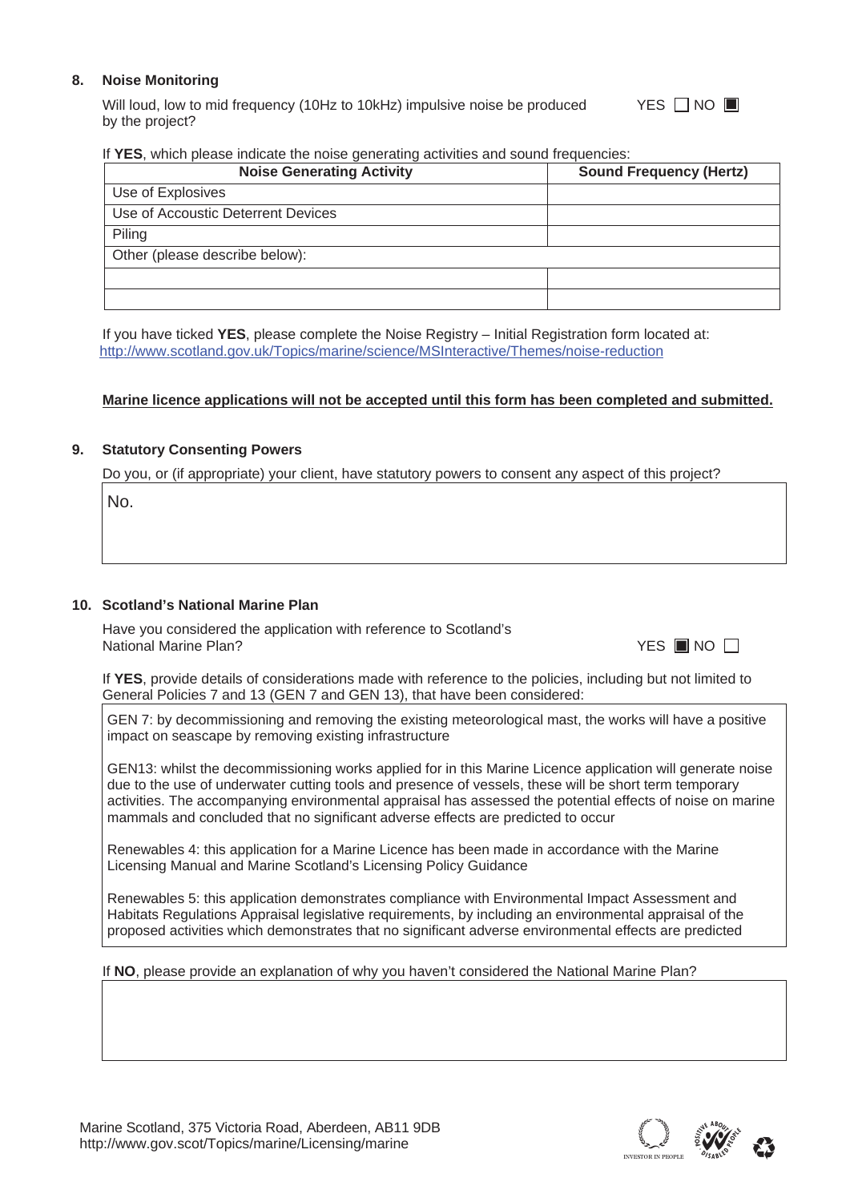## 8. Noise Monitoring

Will loud, low to mid frequency (10Hz to 10kHz) impulsive noise be produced by the project? YES ☐ NO ☒

If **YES**, which please indicate the noise generating activities and sound frequencies:

| Noise Generating Activity | Sound Frequency (Hertz) |
|---|---|
| Use of Explosives | |
| Use of Accoustic Deterrent Devices | |
| Piling | |
| Other (please describe below): | |
| | |
| | |

If you have ticked **YES**, please complete the Noise Registry – Initial Registration form located at: http://www.scotland.gov.uk/Topics/marine/science/MSInteractive/Themes/noise-reduction

**Marine licence applications will not be accepted until this form has been completed and submitted.**

## 9. Statutory Consenting Powers

Do you, or (if appropriate) your client, have statutory powers to consent any aspect of this project?

No.

## 10. Scotland's National Marine Plan

Have you considered the application with reference to Scotland's National Marine Plan? YES ☒ NO ☐

If **YES**, provide details of considerations made with reference to the policies, including but not limited to General Policies 7 and 13 (GEN 7 and GEN 13), that have been considered:

GEN 7: by decommissioning and removing the existing meteorological mast, the works will have a positive impact on seascape by removing existing infrastructure

GEN13: whilst the decommissioning works applied for in this Marine Licence application will generate noise due to the use of underwater cutting tools and presence of vessels, these will be short term temporary activities. The accompanying environmental appraisal has assessed the potential effects of noise on marine mammals and concluded that no significant adverse effects are predicted to occur

Renewables 4: this application for a Marine Licence has been made in accordance with the Marine Licensing Manual and Marine Scotland's Licensing Policy Guidance

Renewables 5: this application demonstrates compliance with Environmental Impact Assessment and Habitats Regulations Appraisal legislative requirements, by including an environmental appraisal of the proposed activities which demonstrates that no significant adverse environmental effects are predicted

If **NO**, please provide an explanation of why you haven't considered the National Marine Plan?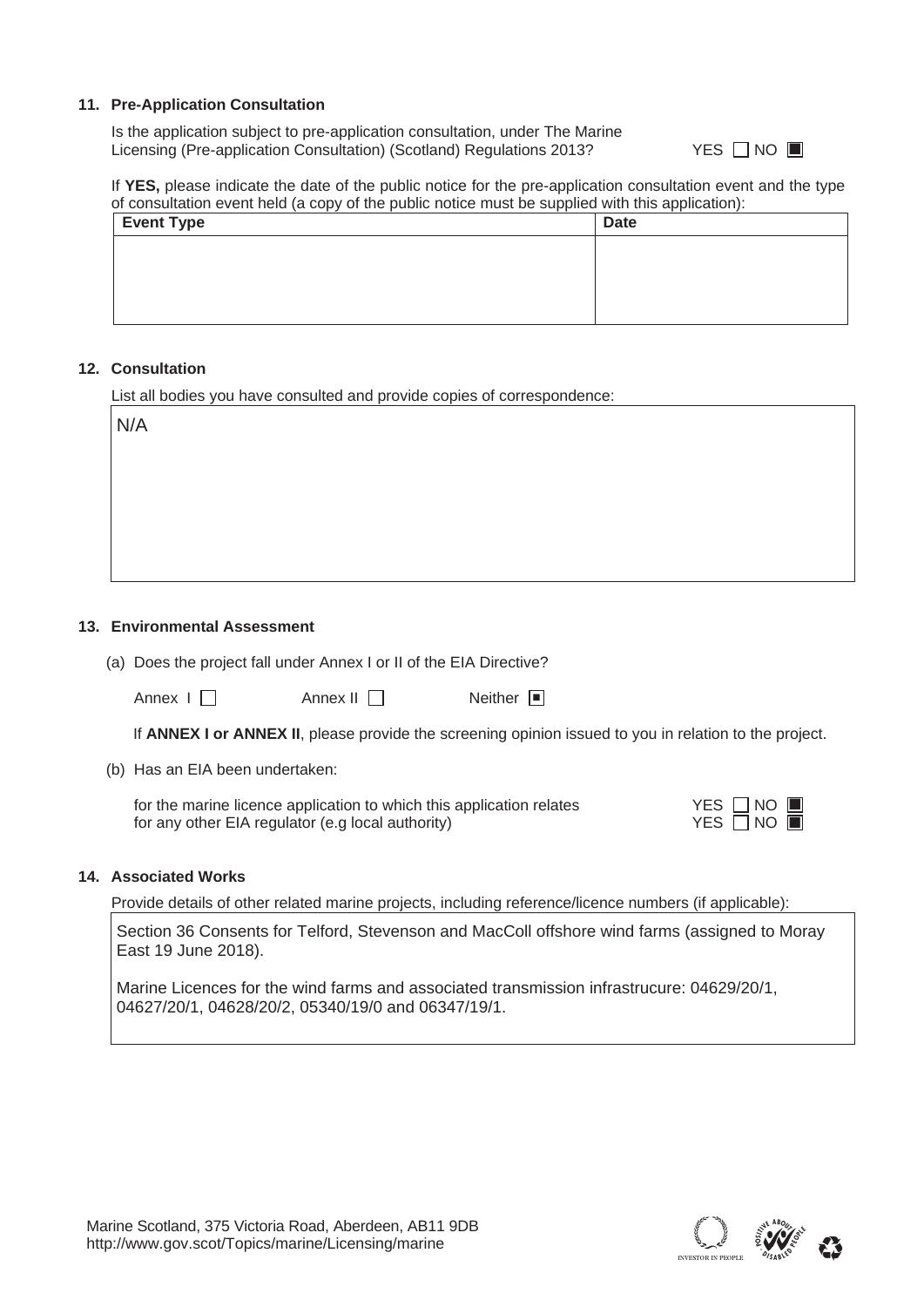## 11. Pre-Application Consultation

Is the application subject to pre-application consultation, under The Marine Licensing (Pre-application Consultation) (Scotland) Regulations 2013?

YES ☐ NO ■

If **YES,** please indicate the date of the public notice for the pre-application consultation event and the type of consultation event held (a copy of the public notice must be supplied with this application):

| Event Type | Date |
|---|---|
| | |

## 12. Consultation

List all bodies you have consulted and provide copies of correspondence:

N/A

## 13. Environmental Assessment

(a) Does the project fall under Annex I or II of the EIA Directive?

Annex I ☐ Annex II ☐ Neither ■

If **ANNEX I or ANNEX II**, please provide the screening opinion issued to you in relation to the project.

(b) Has an EIA been undertaken:

for the marine licence application to which this application relates YES ☐ NO ■
for any other EIA regulator (e.g local authority) YES ☐ NO ■

## 14. Associated Works

Provide details of other related marine projects, including reference/licence numbers (if applicable):

Section 36 Consents for Telford, Stevenson and MacColl offshore wind farms (assigned to Moray East 19 June 2018).

Marine Licences for the wind farms and associated transmission infrastrucure: 04629/20/1, 04627/20/1, 04628/20/2, 05340/19/0 and 06347/19/1.

Marine Scotland, 375 Victoria Road, Aberdeen, AB11 9DB
http://www.gov.scot/Topics/marine/Licensing/marine